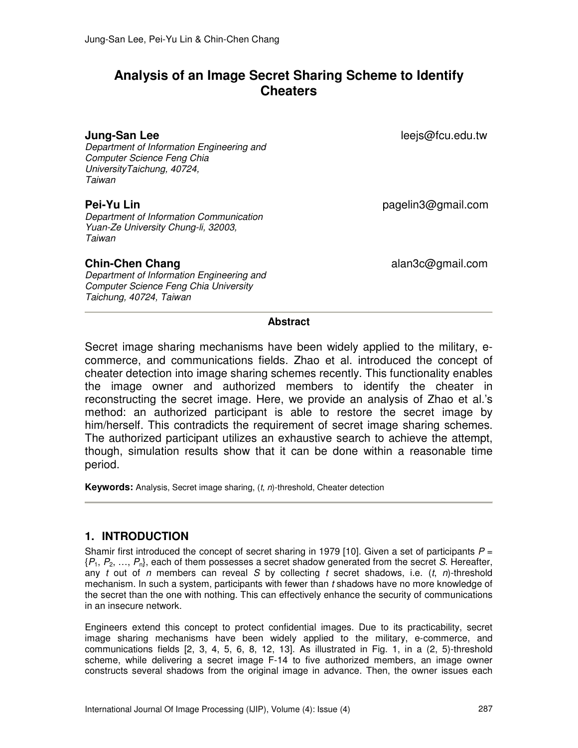# Analysis of an Image Secret Sharing Scheme to Identify Cheaters

**Jung-San Lee** leejs@fcu.edu.tw
*Department of Information Engineering and Computer Science Feng Chia UniversityTaichung, 40724, Taiwan*

**Pei-Yu Lin** pagelin3@gmail.com
*Department of Information Communication Yuan-Ze University Chung-li, 32003, Taiwan*

**Chin-Chen Chang** alan3c@gmail.com
*Department of Information Engineering and Computer Science Feng Chia University Taichung, 40724, Taiwan*

---

**Abstract**

Secret image sharing mechanisms have been widely applied to the military, e-commerce, and communications fields. Zhao et al. introduced the concept of cheater detection into image sharing schemes recently. This functionality enables the image owner and authorized members to identify the cheater in reconstructing the secret image. Here, we provide an analysis of Zhao et al.'s method: an authorized participant is able to restore the secret image by him/herself. This contradicts the requirement of secret image sharing schemes. The authorized participant utilizes an exhaustive search to achieve the attempt, though, simulation results show that it can be done within a reasonable time period.

**Keywords:** Analysis, Secret image sharing, ($t$, $n$)-threshold, Cheater detection

---

## 1. INTRODUCTION

Shamir first introduced the concept of secret sharing in 1979 [10]. Given a set of participants $P = \{P_1, P_2, \ldots, P_n\}$, each of them possesses a secret shadow generated from the secret $S$. Hereafter, any $t$ out of $n$ members can reveal $S$ by collecting $t$ secret shadows, i.e. ($t$, $n$)-threshold mechanism. In such a system, participants with fewer than $t$ shadows have no more knowledge of the secret than the one with nothing. This can effectively enhance the security of communications in an insecure network.

Engineers extend this concept to protect confidential images. Due to its practicability, secret image sharing mechanisms have been widely applied to the military, e-commerce, and communications fields [2, 3, 4, 5, 6, 8, 12, 13]. As illustrated in Fig. 1, in a (2, 5)-threshold scheme, while delivering a secret image F-14 to five authorized members, an image owner constructs several shadows from the original image in advance. Then, the owner issues each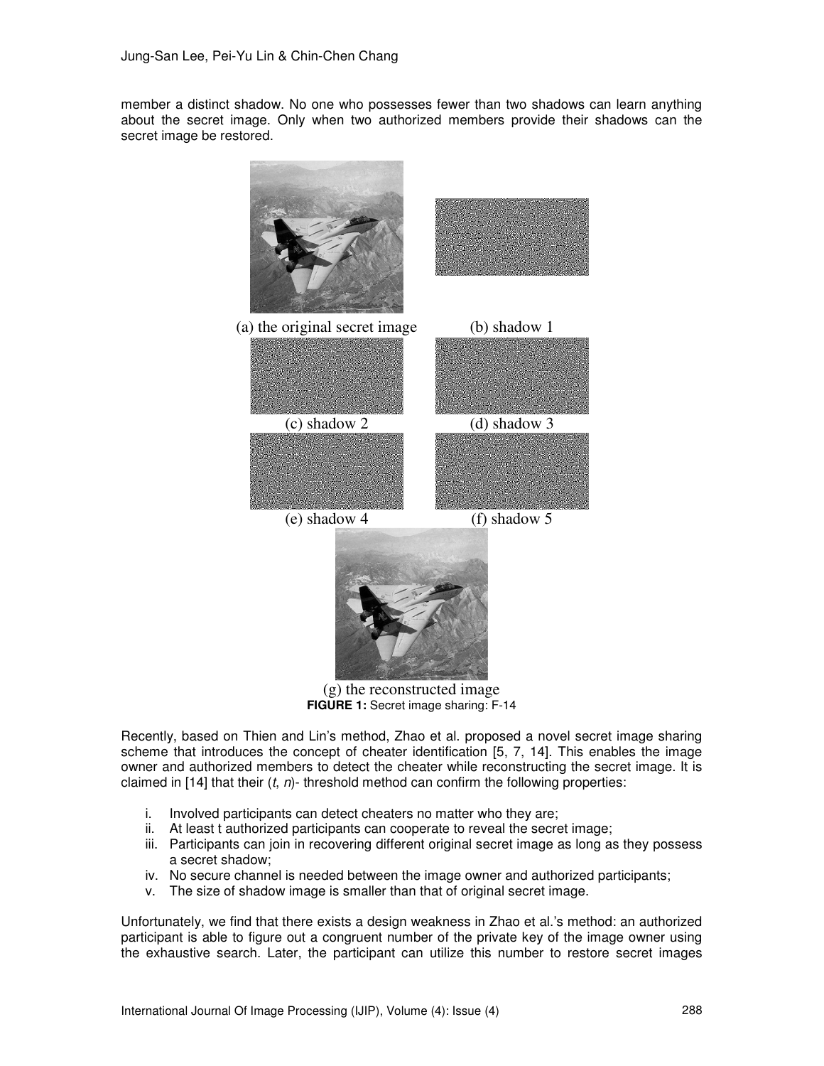member a distinct shadow. No one who possesses fewer than two shadows can learn anything about the secret image. Only when two authorized members provide their shadows can the secret image be restored.

(a) the original secret image (b) shadow 1

(c) shadow 2 (d) shadow 3

(e) shadow 4 (f) shadow 5

(g) the reconstructed image

**FIGURE 1:** Secret image sharing: F-14

Recently, based on Thien and Lin's method, Zhao et al. proposed a novel secret image sharing scheme that introduces the concept of cheater identification [5, 7, 14]. This enables the image owner and authorized members to detect the cheater while reconstructing the secret image. It is claimed in [14] that their ($t$, $n$)- threshold method can confirm the following properties:

i. Involved participants can detect cheaters no matter who they are;
ii. At least t authorized participants can cooperate to reveal the secret image;
iii. Participants can join in recovering different original secret image as long as they possess a secret shadow;
iv. No secure channel is needed between the image owner and authorized participants;
v. The size of shadow image is smaller than that of original secret image.

Unfortunately, we find that there exists a design weakness in Zhao et al.'s method: an authorized participant is able to figure out a congruent number of the private key of the image owner using the exhaustive search. Later, the participant can utilize this number to restore secret images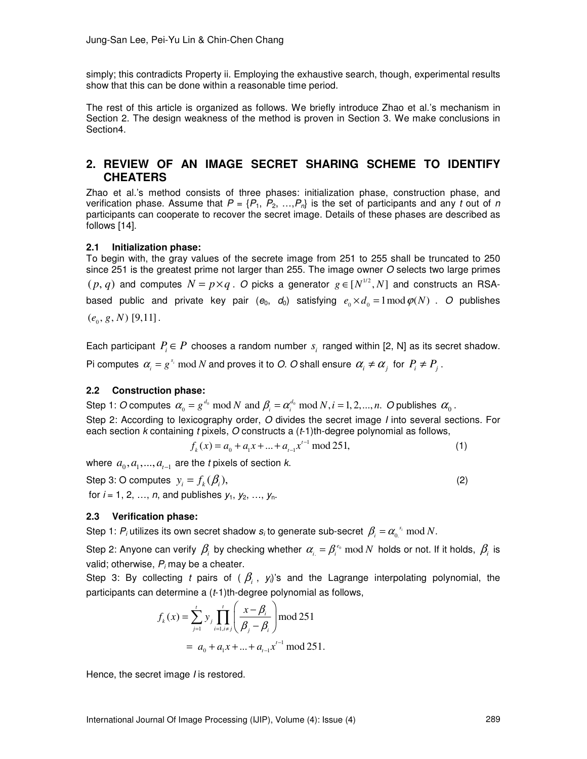simply; this contradicts Property ii. Employing the exhaustive search, though, experimental results show that this can be done within a reasonable time period.

The rest of this article is organized as follows. We briefly introduce Zhao et al.'s mechanism in Section 2. The design weakness of the method is proven in Section 3. We make conclusions in Section4.

## 2. REVIEW OF AN IMAGE SECRET SHARING SCHEME TO IDENTIFY CHEATERS

Zhao et al.'s method consists of three phases: initialization phase, construction phase, and verification phase. Assume that $P = \{P_1, P_2, \ldots, P_n\}$ is the set of participants and any $t$ out of $n$ participants can cooperate to recover the secret image. Details of these phases are described as follows [14].

### 2.1 Initialization phase:

To begin with, the gray values of the secrete image from 251 to 255 shall be truncated to 250 since 251 is the greatest prime not larger than 255. The image owner $O$ selects two large primes $(p, q)$ and computes $N = p \times q$. $O$ picks a generator $g \in [N^{1/2}, N]$ and constructs an RSA-based public and private key pair ($e_0$, $d_0$) satisfying $e_0 \times d_0 = 1 \bmod \varphi(N)$. $O$ publishes $(e_0, g, N)$ [9,11].

Each participant $P_i \in P$ chooses a random number $s_i$ ranged within [2, N] as its secret shadow. Pi computes $\alpha_i = g^{s_i} \bmod N$ and proves it to $O$. $O$ shall ensure $\alpha_i \neq \alpha_j$ for $P_i \neq P_j$.

### 2.2 Construction phase:

Step 1: $O$ computes $\alpha_0 = g^{d_0} \bmod N$ and $\beta_i = \alpha_i^{d_0} \bmod N, i = 1, 2, \ldots, n$. $O$ publishes $\alpha_0$.

Step 2: According to lexicography order, $O$ divides the secret image $I$ into several sections. For each section $k$ containing $t$ pixels, $O$ constructs a ($t$-1)th-degree polynomial as follows,

$$f_k(x) = a_0 + a_1 x + \ldots + a_{t-1} x^{t-1} \bmod 251, \tag{1}$$

where $a_0, a_1, \ldots, a_{t-1}$ are the $t$ pixels of section $k$.

Step 3: O computes $y_i = f_k(\beta_i)$, (2)

for $i = 1, 2, \ldots, n$, and publishes $y_1, y_2, \ldots, y_n$.

### 2.3 Verification phase:

Step 1: $P_i$ utilizes its own secret shadow $s_i$ to generate sub-secret $\beta_i = \alpha_0^{s_i} \bmod N$.

Step 2: Anyone can verify $\beta_i$ by checking whether $\alpha_i = \beta_i^{e_0} \bmod N$ holds or not. If it holds, $\beta_i$ is valid; otherwise, $P_i$ may be a cheater.

Step 3: By collecting $t$ pairs of ($\beta_i$, $y_i$)'s and the Lagrange interpolating polynomial, the participants can determine a ($t$-1)th-degree polynomial as follows,

$$\begin{aligned} f_k(x) &= \sum_{j=1}^{t} y_j \prod_{i=1, i \neq j}^{t} \left( \frac{x - \beta_i}{\beta_j - \beta_i} \right) \bmod 251 \\ &= a_0 + a_1 x + \ldots + a_{t-1} x^{t-1} \bmod 251. \end{aligned}$$

Hence, the secret image $I$ is restored.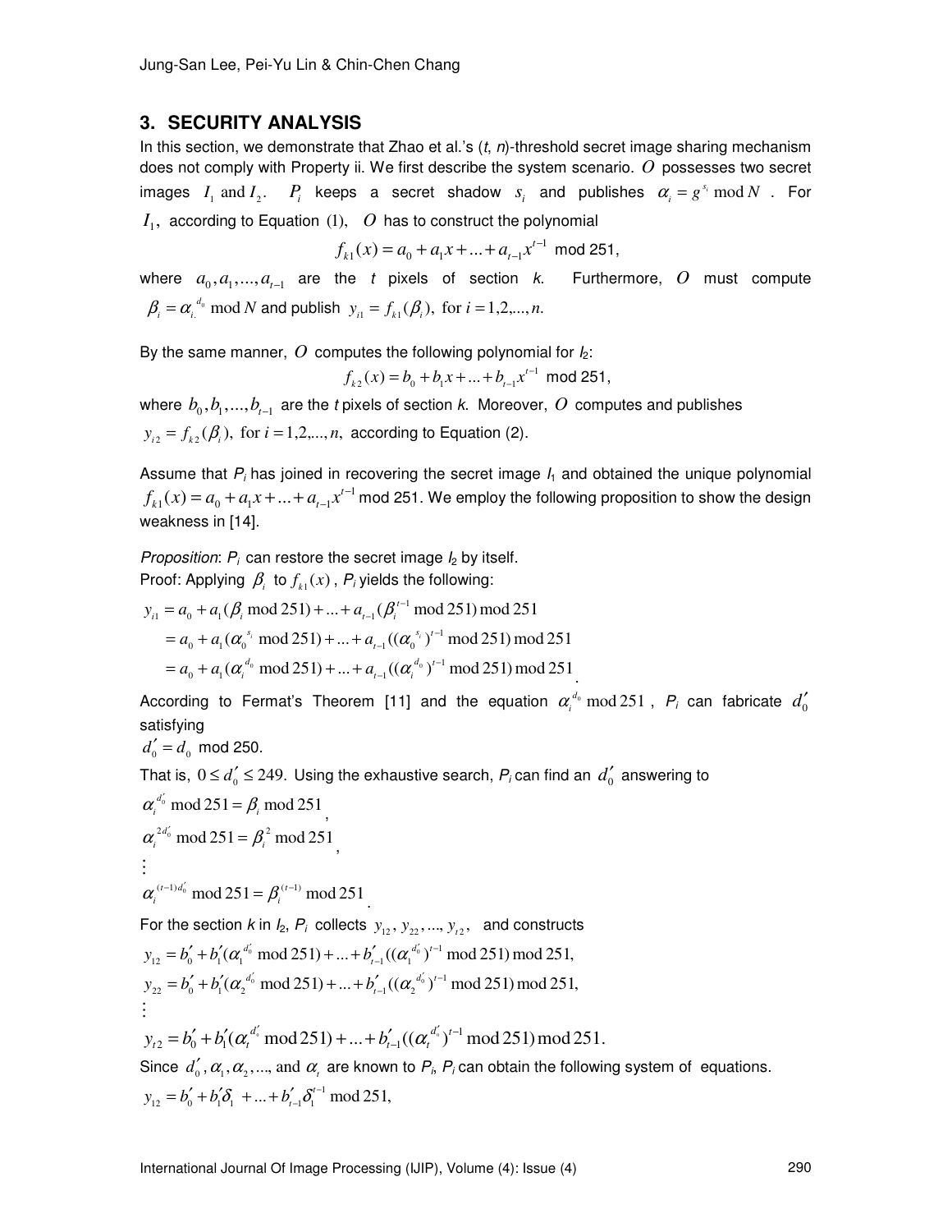## 3. SECURITY ANALYSIS

In this section, we demonstrate that Zhao et al.'s ($t$, $n$)-threshold secret image sharing mechanism does not comply with Property ii. We first describe the system scenario. $O$ possesses two secret images $I_1$ and $I_2$. $P_i$ keeps a secret shadow $s_i$ and publishes $\alpha_i = g^{s_i} \bmod N$. For $I_1$, according to Equation (1), $O$ has to construct the polynomial

$$f_{k1}(x) = a_0 + a_1 x + ... + a_{t-1} x^{t-1} \bmod 251,$$

where $a_0, a_1, ..., a_{t-1}$ are the $t$ pixels of section $k$. Furthermore, $O$ must compute $\beta_i = \alpha_i^{d_0} \bmod N$ and publish $y_{i1} = f_{k1}(\beta_i)$, for $i = 1, 2, ..., n$.

By the same manner, $O$ computes the following polynomial for $I_2$:

$$f_{k2}(x) = b_0 + b_1 x + ... + b_{t-1} x^{t-1} \bmod 251,$$

where $b_0, b_1, ..., b_{t-1}$ are the $t$ pixels of section $k$. Moreover, $O$ computes and publishes $y_{i2} = f_{k2}(\beta_i)$, for $i = 1, 2, ..., n$, according to Equation (2).

Assume that $P_i$ has joined in recovering the secret image $I_1$ and obtained the unique polynomial $f_{k1}(x) = a_0 + a_1 x + ... + a_{t-1} x^{t-1} \bmod 251$. We employ the following proposition to show the design weakness in [14].

*Proposition*: $P_i$ can restore the secret image $I_2$ by itself.

Proof: Applying $\beta_i$ to $f_{k1}(x)$, $P_i$ yields the following:

$$
\begin{aligned}
y_{i1} &= a_0 + a_1(\beta_i \bmod 251) + ... + a_{t-1}(\beta_i^{t-1} \bmod 251) \bmod 251 \\
&= a_0 + a_1(\alpha_0^{s_i} \bmod 251) + ... + a_{t-1}((\alpha_0^{s_i})^{t-1} \bmod 251) \bmod 251 \\
&= a_0 + a_1(\alpha_i^{d_0} \bmod 251) + ... + a_{t-1}((\alpha_i^{d_0})^{t-1} \bmod 251) \bmod 251.
\end{aligned}
$$

According to Fermat's Theorem [11] and the equation $\alpha_i^{d_0} \bmod 251$, $P_i$ can fabricate $d_0'$ satisfying

$d_0' = d_0 \bmod 250.$

That is, $0 \le d_0' \le 249$. Using the exhaustive search, $P_i$ can find an $d_0'$ answering to

$$
\begin{aligned}
&\alpha_i^{d_0'} \bmod 251 = \beta_i \bmod 251, \\
&\alpha_i^{2d_0'} \bmod 251 = \beta_i^2 \bmod 251, \\
&\vdots \\
&\alpha_i^{(t-1)d_0'} \bmod 251 = \beta_i^{(t-1)} \bmod 251.
\end{aligned}
$$

For the section $k$ in $I_2$, $P_i$ collects $y_{12}, y_{22}, ..., y_{t2}$, and constructs

$$
\begin{aligned}
y_{12} &= b_0' + b_1'(\alpha_1^{d_0'} \bmod 251) + ... + b_{t-1}'((\alpha_1^{d_0'})^{t-1} \bmod 251) \bmod 251, \\
y_{22} &= b_0' + b_1'(\alpha_2^{d_0'} \bmod 251) + ... + b_{t-1}'((\alpha_2^{d_0'})^{t-1} \bmod 251) \bmod 251, \\
&\vdots \\
y_{t2} &= b_0' + b_1'(\alpha_t^{d_0'} \bmod 251) + ... + b_{t-1}'((\alpha_t^{d_0'})^{t-1} \bmod 251) \bmod 251.
\end{aligned}
$$

Since $d_0', \alpha_1, \alpha_2, ...,$ and $\alpha_t$ are known to $P_i$, $P_i$ can obtain the following system of equations.

$$y_{12} = b_0' + b_1'\delta_1 + ... + b_{t-1}'\delta_1^{t-1} \bmod 251,$$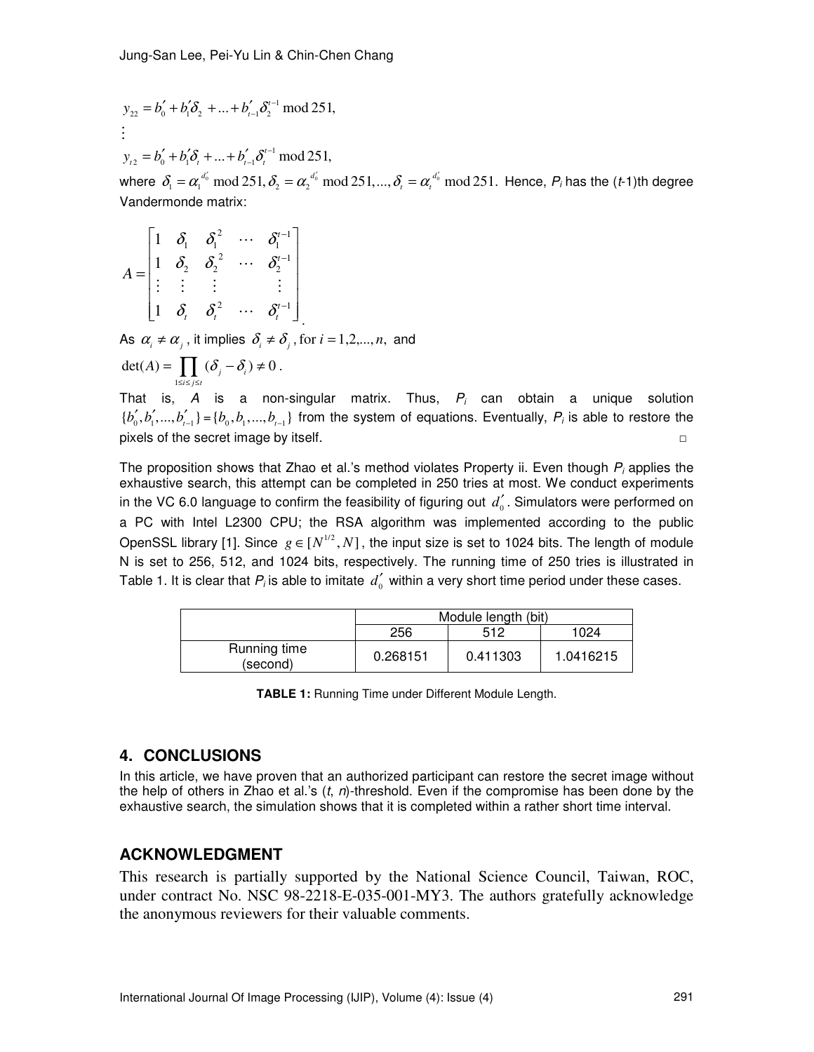$$y_{22} = b_0' + b_1'\delta_2 + ... + b_{t-1}'\delta_2^{t-1} \bmod 251,$$

$$\vdots$$

$$y_{t2} = b_0' + b_1'\delta_t + ... + b_{t-1}'\delta_t^{t-1} \bmod 251,$$

where $\delta_1 = \alpha_1^{d_0'} \bmod 251, \delta_2 = \alpha_2^{d_0'} \bmod 251, ..., \delta_t = \alpha_t^{d_0'} \bmod 251.$ Hence, $P_i$ has the ($t$-1)th degree Vandermonde matrix:

$$A = \begin{bmatrix} 1 & \delta_1 & \delta_1^2 & \cdots & \delta_1^{t-1} \\ 1 & \delta_2 & \delta_2^2 & \cdots & \delta_2^{t-1} \\ \vdots & \vdots & \vdots & & \vdots \\ 1 & \delta_t & \delta_t^2 & \cdots & \delta_t^{t-1} \end{bmatrix}.$$

As $\alpha_i \neq \alpha_j$, it implies $\delta_i \neq \delta_j$, for $i = 1,2,...,n,$ and

$$\det(A) = \prod_{1 \le i \le j \le t} (\delta_j - \delta_i) \neq 0.$$

That is, $A$ is a non-singular matrix. Thus, $P_i$ can obtain a unique solution $\{b_0', b_1', ..., b_{t-1}'\} = \{b_0, b_1, ..., b_{t-1}\}$ from the system of equations. Eventually, $P_i$ is able to restore the pixels of the secret image by itself. □

The proposition shows that Zhao et al.'s method violates Property ii. Even though $P_i$ applies the exhaustive search, this attempt can be completed in 250 tries at most. We conduct experiments in the VC 6.0 language to confirm the feasibility of figuring out $d_0'$. Simulators were performed on a PC with Intel L2300 CPU; the RSA algorithm was implemented according to the public OpenSSL library [1]. Since $g \in [N^{1/2}, N]$, the input size is set to 1024 bits. The length of module N is set to 256, 512, and 1024 bits, respectively. The running time of 250 tries is illustrated in Table 1. It is clear that $P_i$ is able to imitate $d_0'$ within a very short time period under these cases.

| | Module length (bit) | | |
|---|---|---|---|
| | 256 | 512 | 1024 |
| Running time (second) | 0.268151 | 0.411303 | 1.0416215 |

**TABLE 1:** Running Time under Different Module Length.

## 4. CONCLUSIONS

In this article, we have proven that an authorized participant can restore the secret image without the help of others in Zhao et al.'s ($t$, $n$)-threshold. Even if the compromise has been done by the exhaustive search, the simulation shows that it is completed within a rather short time interval.

## ACKNOWLEDGMENT

This research is partially supported by the National Science Council, Taiwan, ROC, under contract No. NSC 98-2218-E-035-001-MY3. The authors gratefully acknowledge the anonymous reviewers for their valuable comments.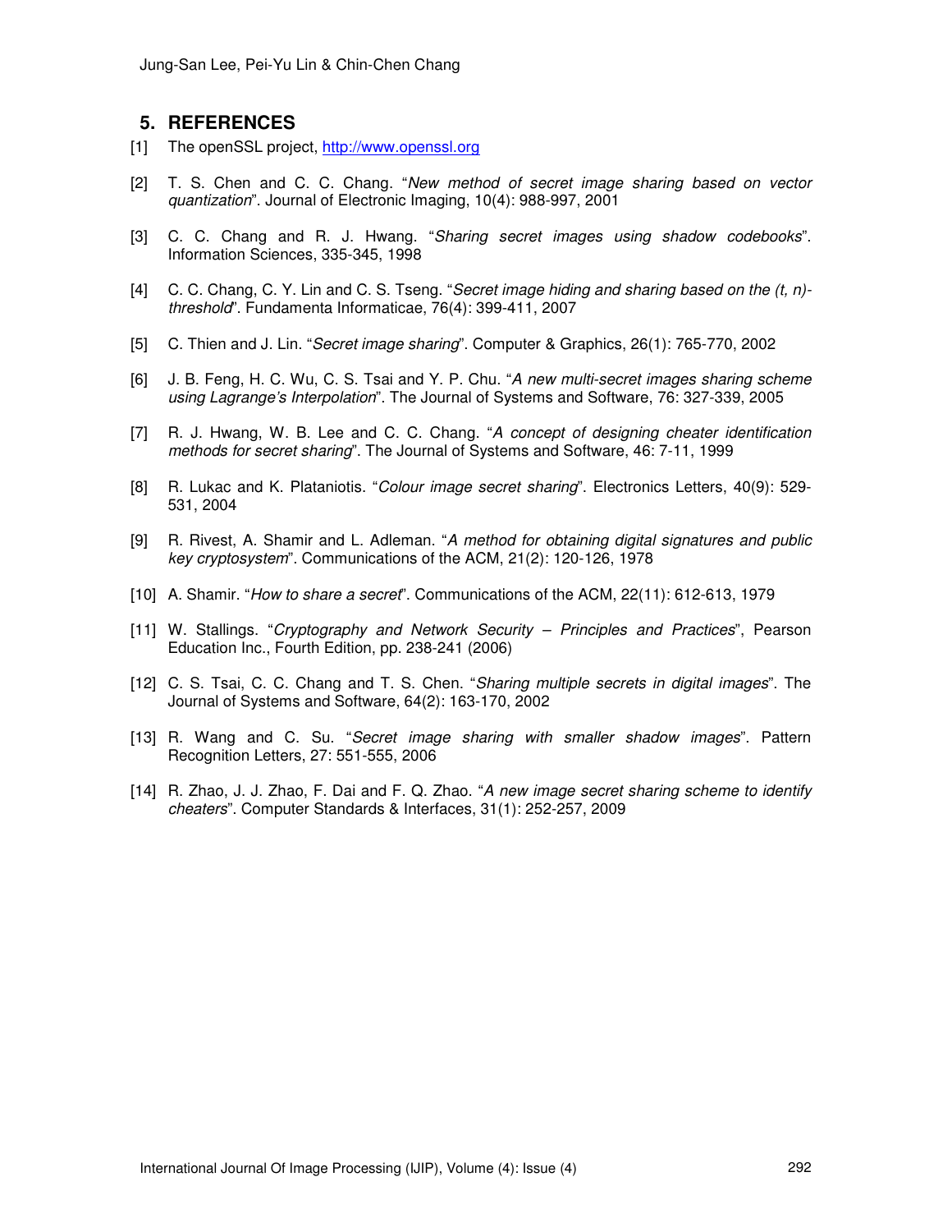## 5. REFERENCES

[1] The openSSL project, http://www.openssl.org

[2] T. S. Chen and C. C. Chang. "*New method of secret image sharing based on vector quantization*". Journal of Electronic Imaging, 10(4): 988-997, 2001

[3] C. C. Chang and R. J. Hwang. "*Sharing secret images using shadow codebooks*". Information Sciences, 335-345, 1998

[4] C. C. Chang, C. Y. Lin and C. S. Tseng. "*Secret image hiding and sharing based on the (t, n)-threshold*". Fundamenta Informaticae, 76(4): 399-411, 2007

[5] C. Thien and J. Lin. "*Secret image sharing*". Computer & Graphics, 26(1): 765-770, 2002

[6] J. B. Feng, H. C. Wu, C. S. Tsai and Y. P. Chu. "*A new multi-secret images sharing scheme using Lagrange's Interpolation*". The Journal of Systems and Software, 76: 327-339, 2005

[7] R. J. Hwang, W. B. Lee and C. C. Chang. "*A concept of designing cheater identification methods for secret sharing*". The Journal of Systems and Software, 46: 7-11, 1999

[8] R. Lukac and K. Plataniotis. "*Colour image secret sharing*". Electronics Letters, 40(9): 529-531, 2004

[9] R. Rivest, A. Shamir and L. Adleman. "*A method for obtaining digital signatures and public key cryptosystem*". Communications of the ACM, 21(2): 120-126, 1978

[10] A. Shamir. "*How to share a secret*". Communications of the ACM, 22(11): 612-613, 1979

[11] W. Stallings. "*Cryptography and Network Security – Principles and Practices*", Pearson Education Inc., Fourth Edition, pp. 238-241 (2006)

[12] C. S. Tsai, C. C. Chang and T. S. Chen. "*Sharing multiple secrets in digital images*". The Journal of Systems and Software, 64(2): 163-170, 2002

[13] R. Wang and C. Su. "*Secret image sharing with smaller shadow images*". Pattern Recognition Letters, 27: 551-555, 2006

[14] R. Zhao, J. J. Zhao, F. Dai and F. Q. Zhao. "*A new image secret sharing scheme to identify cheaters*". Computer Standards & Interfaces, 31(1): 252-257, 2009